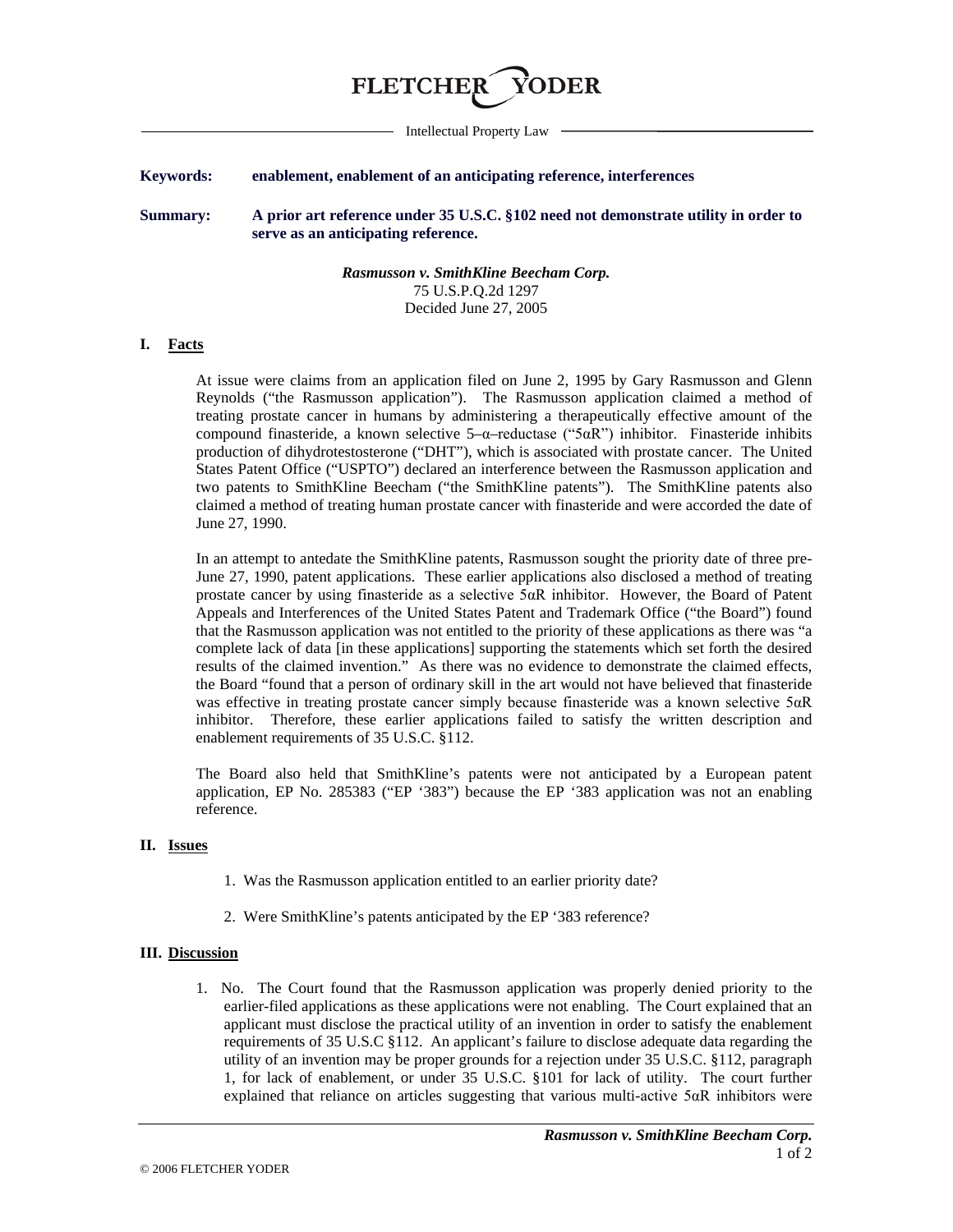FLETCHER YODER

Intellectual Property Law

**Keywords:** **enablement, enablement of an anticipating reference, interferences**

**Summary:** **A prior art reference under 35 U.S.C. §102 need not demonstrate utility in order to serve as an anticipating reference.**

***Rasmusson v. SmithKline Beecham Corp.***
75 U.S.P.Q.2d 1297
Decided June 27, 2005

## I. Facts

At issue were claims from an application filed on June 2, 1995 by Gary Rasmusson and Glenn Reynolds ("the Rasmusson application"). The Rasmusson application claimed a method of treating prostate cancer in humans by administering a therapeutically effective amount of the compound finasteride, a known selective 5–α–reductase ("5αR") inhibitor. Finasteride inhibits production of dihydrotestosterone ("DHT"), which is associated with prostate cancer. The United States Patent Office ("USPTO") declared an interference between the Rasmusson application and two patents to SmithKline Beecham ("the SmithKline patents"). The SmithKline patents also claimed a method of treating human prostate cancer with finasteride and were accorded the date of June 27, 1990.

In an attempt to antedate the SmithKline patents, Rasmusson sought the priority date of three pre-June 27, 1990, patent applications. These earlier applications also disclosed a method of treating prostate cancer by using finasteride as a selective 5αR inhibitor. However, the Board of Patent Appeals and Interferences of the United States Patent and Trademark Office ("the Board") found that the Rasmusson application was not entitled to the priority of these applications as there was "a complete lack of data [in these applications] supporting the statements which set forth the desired results of the claimed invention." As there was no evidence to demonstrate the claimed effects, the Board "found that a person of ordinary skill in the art would not have believed that finasteride was effective in treating prostate cancer simply because finasteride was a known selective 5αR inhibitor. Therefore, these earlier applications failed to satisfy the written description and enablement requirements of 35 U.S.C. §112.

The Board also held that SmithKline's patents were not anticipated by a European patent application, EP No. 285383 ("EP '383") because the EP '383 application was not an enabling reference.

## II. Issues

1. Was the Rasmusson application entitled to an earlier priority date?

2. Were SmithKline's patents anticipated by the EP '383 reference?

## III. Discussion

1. No. The Court found that the Rasmusson application was properly denied priority to the earlier-filed applications as these applications were not enabling. The Court explained that an applicant must disclose the practical utility of an invention in order to satisfy the enablement requirements of 35 U.S.C §112. An applicant's failure to disclose adequate data regarding the utility of an invention may be proper grounds for a rejection under 35 U.S.C. §112, paragraph 1, for lack of enablement, or under 35 U.S.C. §101 for lack of utility. The court further explained that reliance on articles suggesting that various multi-active 5αR inhibitors were

© 2006 FLETCHER YODER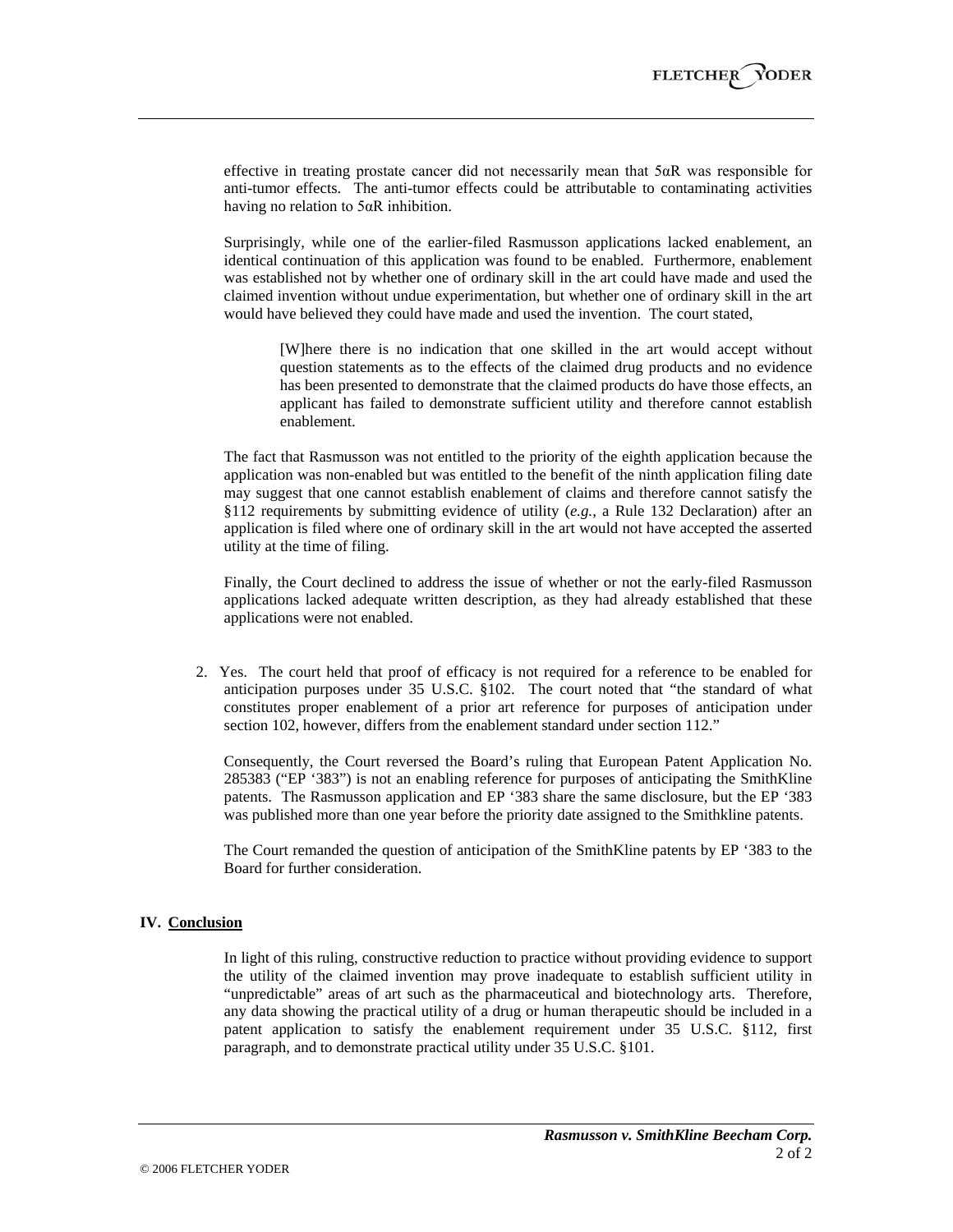effective in treating prostate cancer did not necessarily mean that 5αR was responsible for anti-tumor effects. The anti-tumor effects could be attributable to contaminating activities having no relation to 5αR inhibition.

Surprisingly, while one of the earlier-filed Rasmusson applications lacked enablement, an identical continuation of this application was found to be enabled. Furthermore, enablement was established not by whether one of ordinary skill in the art could have made and used the claimed invention without undue experimentation, but whether one of ordinary skill in the art would have believed they could have made and used the invention. The court stated,

> [W]here there is no indication that one skilled in the art would accept without question statements as to the effects of the claimed drug products and no evidence has been presented to demonstrate that the claimed products do have those effects, an applicant has failed to demonstrate sufficient utility and therefore cannot establish enablement.

The fact that Rasmusson was not entitled to the priority of the eighth application because the application was non-enabled but was entitled to the benefit of the ninth application filing date may suggest that one cannot establish enablement of claims and therefore cannot satisfy the §112 requirements by submitting evidence of utility (*e.g.*, a Rule 132 Declaration) after an application is filed where one of ordinary skill in the art would not have accepted the asserted utility at the time of filing.

Finally, the Court declined to address the issue of whether or not the early-filed Rasmusson applications lacked adequate written description, as they had already established that these applications were not enabled.

2. Yes. The court held that proof of efficacy is not required for a reference to be enabled for anticipation purposes under 35 U.S.C. §102. The court noted that "the standard of what constitutes proper enablement of a prior art reference for purposes of anticipation under section 102, however, differs from the enablement standard under section 112."

   Consequently, the Court reversed the Board's ruling that European Patent Application No. 285383 ("EP '383") is not an enabling reference for purposes of anticipating the SmithKline patents. The Rasmusson application and EP '383 share the same disclosure, but the EP '383 was published more than one year before the priority date assigned to the Smithkline patents.

   The Court remanded the question of anticipation of the SmithKline patents by EP '383 to the Board for further consideration.

## IV. Conclusion

In light of this ruling, constructive reduction to practice without providing evidence to support the utility of the claimed invention may prove inadequate to establish sufficient utility in "unpredictable" areas of art such as the pharmaceutical and biotechnology arts. Therefore, any data showing the practical utility of a drug or human therapeutic should be included in a patent application to satisfy the enablement requirement under 35 U.S.C. §112, first paragraph, and to demonstrate practical utility under 35 U.S.C. §101.